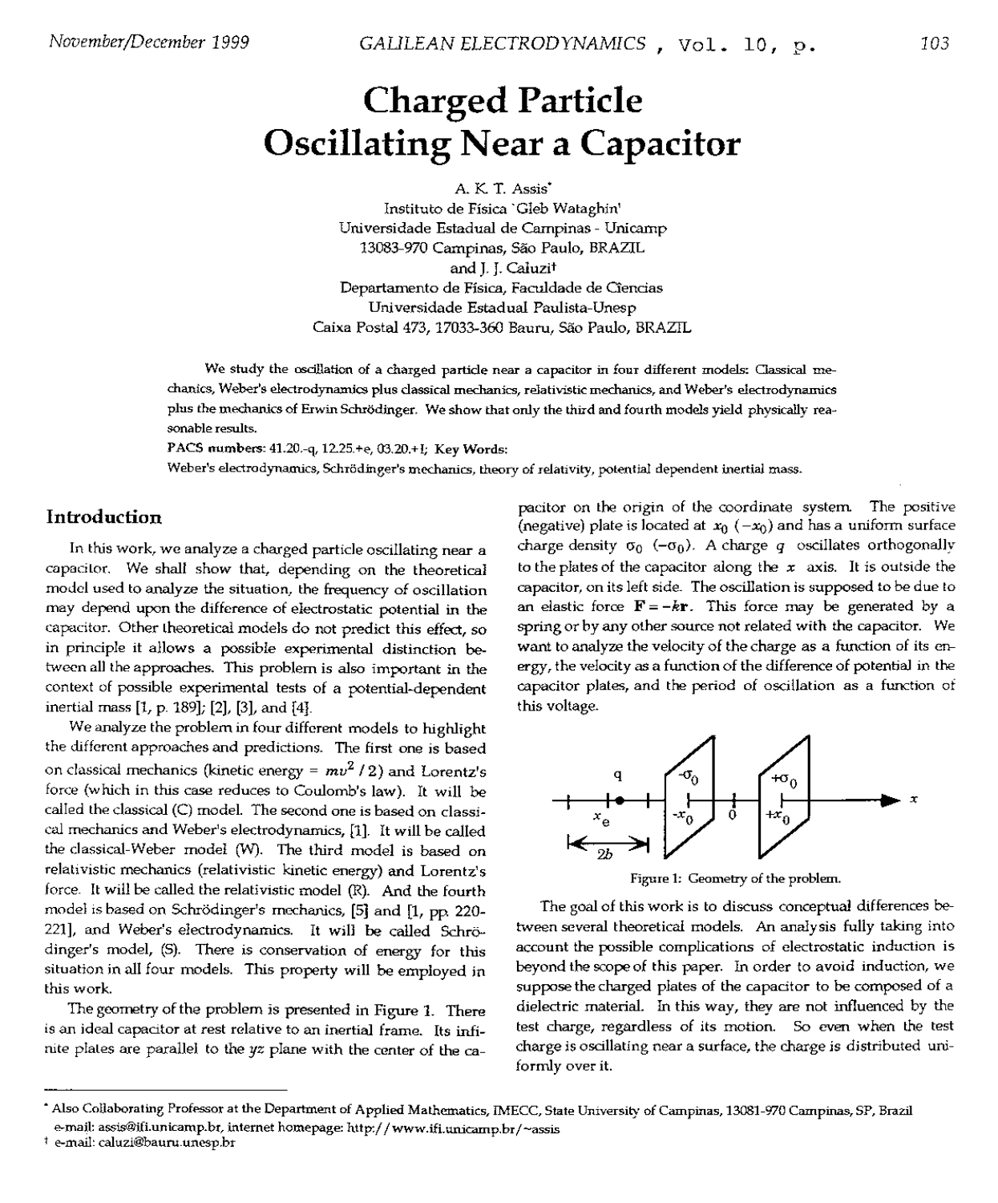# Charged Particle Oscillating Near a Capacitor

A. K. T. Assis*
Instituto de Física 'Gleb Wataghin'
Universidade Estadual de Campinas - Unicamp
13083-970 Campinas, São Paulo, BRAZIL
and J. J. Caluzi†
Departamento de Física, Faculdade de Ciencias
Universidade Estadual Paulista-Unesp
Caixa Postal 473, 17033-360 Bauru, São Paulo, BRAZIL

We study the oscillation of a charged particle near a capacitor in four different models: Classical mechanics, Weber's electrodynamics plus classical mechanics, relativistic mechanics, and Weber's electrodynamics plus the mechanics of Erwin Schrödinger. We show that only the third and fourth models yield physically reasonable results.

PACS numbers: 41.20.-q, 12.25.+e, 03.20.+I; Key Words:
Weber's electrodynamics, Schrödinger's mechanics, theory of relativity, potential dependent inertial mass.

## Introduction

In this work, we analyze a charged particle oscillating near a capacitor. We shall show that, depending on the theoretical model used to analyze the situation, the frequency of oscillation may depend upon the difference of electrostatic potential in the capacitor. Other theoretical models do not predict this effect, so in principle it allows a possible experimental distinction between all the approaches. This problem is also important in the context of possible experimental tests of a potential-dependent inertial mass [1, p. 189]; [2], [3], and [4].

We analyze the problem in four different models to highlight the different approaches and predictions. The first one is based on classical mechanics (kinetic energy = $mv^2/2$) and Lorentz's force (which in this case reduces to Coulomb's law). It will be called the classical (C) model. The second one is based on classical mechanics and Weber's electrodynamics, [1]. It will be called the classical-Weber model (W). The third model is based on relativistic mechanics (relativistic kinetic energy) and Lorentz's force. It will be called the relativistic model (R). And the fourth model is based on Schrödinger's mechanics, [5] and [1, pp. 220-221], and Weber's electrodynamics. It will be called Schrödinger's model, (S). There is conservation of energy for this situation in all four models. This property will be employed in this work.

The geometry of the problem is presented in Figure 1. There is an ideal capacitor at rest relative to an inertial frame. Its infinite plates are parallel to the $yz$ plane with the center of the capacitor on the origin of the coordinate system. The positive (negative) plate is located at $x_0$ ($-x_0$) and has a uniform surface charge density $\sigma_0$ ($-\sigma_0$). A charge $q$ oscillates orthogonally to the plates of the capacitor along the $x$ axis. It is outside the capacitor, on its left side. The oscillation is supposed to be due to an elastic force $\mathbf{F} = -k\mathbf{r}$. This force may be generated by a spring or by any other source not related with the capacitor. We want to analyze the velocity of the charge as a function of its energy, the velocity as a function of the difference of potential in the capacitor plates, and the period of oscillation as a function of this voltage.

Figure 1: Geometry of the problem.

The goal of this work is to discuss conceptual differences between several theoretical models. An analysis fully taking into account the possible complications of electrostatic induction is beyond the scope of this paper. In order to avoid induction, we suppose the charged plates of the capacitor to be composed of a dielectric material. In this way, they are not influenced by the test charge, regardless of its motion. So even when the test charge is oscillating near a surface, the charge is distributed uniformly over it.

---

* Also Collaborating Professor at the Department of Applied Mathematics, IMECC, State University of Campinas, 13081-970 Campinas, SP, Brazil
e-mail: assis@ifi.unicamp.br, internet homepage: http://www.ifi.unicamp.br/~assis

† e-mail: caluzi@bauru.unesp.br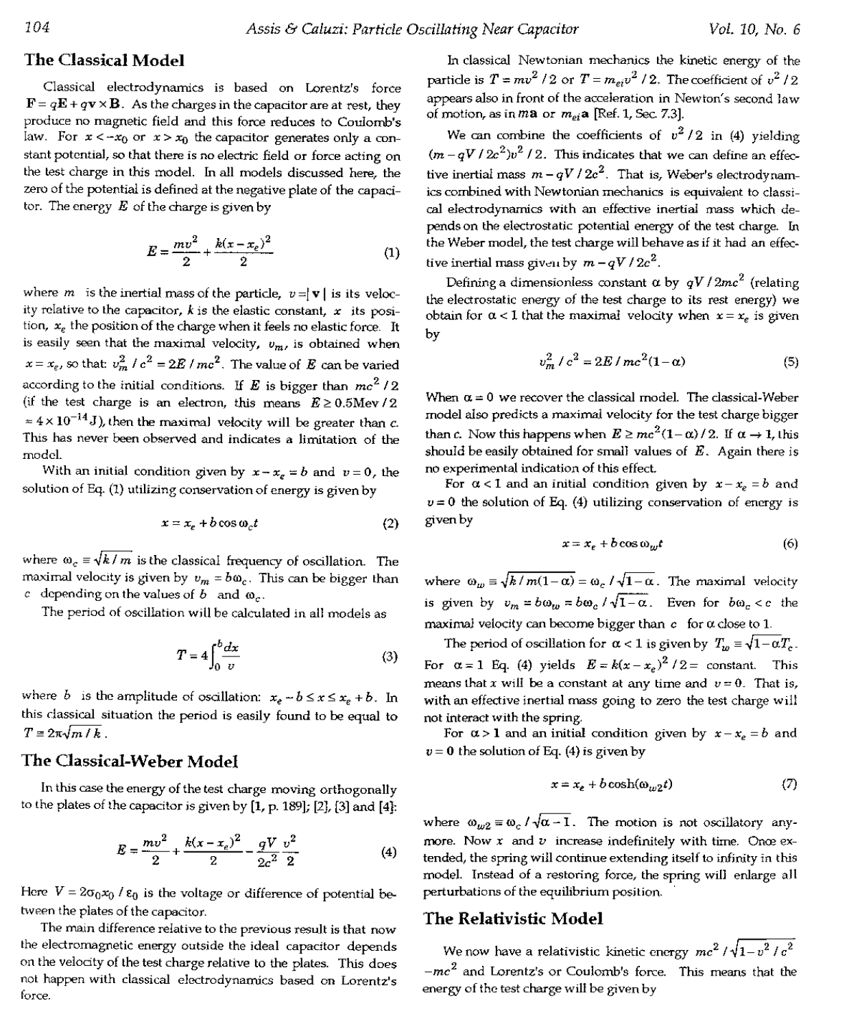## The Classical Model

Classical electrodynamics is based on Lorentz's force $\mathbf{F} = q\mathbf{E} + q\mathbf{v} \times \mathbf{B}$. As the charges in the capacitor are at rest, they produce no magnetic field and this force reduces to Coulomb's law. For $x < -x_0$ or $x > x_0$ the capacitor generates only a constant potential, so that there is no electric field or force acting on the test charge in this model. In all models discussed here, the zero of the potential is defined at the negative plate of the capacitor. The energy $E$ of the charge is given by

$$E = \frac{mv^2}{2} + \frac{k(x - x_e)^2}{2} \tag{1}$$

where $m$ is the inertial mass of the particle, $v = |\mathbf{v}|$ is its velocity relative to the capacitor, $k$ is the elastic constant, $x$ its position, $x_e$ the position of the charge when it feels no elastic force. It is easily seen that the maximal velocity, $v_m$, is obtained when $x = x_e$, so that: $v_m^2 / c^2 = 2E / mc^2$. The value of $E$ can be varied according to the initial conditions. If $E$ is bigger than $mc^2 / 2$ (if the test charge is an electron, this means $E \geq 0.5\text{Mev}/2 \approx 4 \times 10^{-14}\text{J}$), then the maximal velocity will be greater than $c$. This has never been observed and indicates a limitation of the model.

With an initial condition given by $x - x_e = b$ and $v = 0$, the solution of Eq. (1) utilizing conservation of energy is given by

$$x = x_e + b \cos \omega_c t \tag{2}$$

where $\omega_c \equiv \sqrt{k/m}$ is the classical frequency of oscillation. The maximal velocity is given by $v_m = b\omega_c$. This can be bigger than $c$ depending on the values of $b$ and $\omega_c$.

The period of oscillation will be calculated in all models as

$$T = 4\int_0^b \frac{dx}{v} \tag{3}$$

where $b$ is the amplitude of oscillation: $x_e - b \leq x \leq x_e + b$. In this classical situation the period is easily found to be equal to $T \equiv 2\pi\sqrt{m/k}$.

## The Classical-Weber Model

In this case the energy of the test charge moving orthogonally to the plates of the capacitor is given by [1, p. 189]; [2], [3] and [4]:

$$E = \frac{mv^2}{2} + \frac{k(x - x_e)^2}{2} - \frac{qV}{2c^2}\frac{v^2}{2} \tag{4}$$

Here $V = 2\sigma_0 x_0 / \varepsilon_0$ is the voltage or difference of potential between the plates of the capacitor.

The main difference relative to the previous result is that now the electromagnetic energy outside the ideal capacitor depends on the velocity of the test charge relative to the plates. This does not happen with classical electrodynamics based on Lorentz's force.

In classical Newtonian mechanics the kinetic energy of the particle is $T = mv^2/2$ or $T = m_{ei}v^2/2$. The coefficient of $v^2/2$ appears also in front of the acceleration in Newton's second law of motion, as in $m\mathbf{a}$ or $m_{ei}\mathbf{a}$ [Ref. 1, Sec. 7.3].

We can combine the coefficients of $v^2/2$ in (4) yielding $(m - qV/2c^2)v^2/2$. This indicates that we can define an effective inertial mass $m - qV/2c^2$. That is, Weber's electrodynamics combined with Newtonian mechanics is equivalent to classical electrodynamics with an effective inertial mass which depends on the electrostatic potential energy of the test charge. In the Weber model, the test charge will behave as if it had an effective inertial mass given by $m - qV/2c^2$.

Defining a dimensionless constant $\alpha$ by $qV/2mc^2$ (relating the electrostatic energy of the test charge to its rest energy) we obtain for $\alpha < 1$ that the maximal velocity when $x = x_e$ is given by

$$v_m^2 / c^2 = 2E / mc^2(1 - \alpha) \tag{5}$$

When $\alpha = 0$ we recover the classical model. The classical-Weber model also predicts a maximal velocity for the test charge bigger than $c$. Now this happens when $E \geq mc^2(1-\alpha)/2$. If $\alpha \to 1$, this should be easily obtained for small values of $E$. Again there is no experimental indication of this effect.

For $\alpha < 1$ and an initial condition given by $x - x_e = b$ and $v = 0$ the solution of Eq. (4) utilizing conservation of energy is given by

$$x = x_e + b\cos\omega_w t \tag{6}$$

where $\omega_w \equiv \sqrt{k/m(1-\alpha)} = \omega_c / \sqrt{1-\alpha}$. The maximal velocity is given by $v_m = b\omega_w = b\omega_c/\sqrt{1-\alpha}$. Even for $b\omega_c < c$ the maximal velocity can become bigger than $c$ for $\alpha$ close to 1.

The period of oscillation for $\alpha < 1$ is given by $T_w \equiv \sqrt{1-\alpha}T_c$. For $\alpha = 1$ Eq. (4) yields $E = k(x - x_e)^2/2 =$ constant. This means that $x$ will be a constant at any time and $v = 0$. That is, with an effective inertial mass going to zero the test charge will not interact with the spring.

For $\alpha > 1$ and an initial condition given by $x - x_e = b$ and $v = 0$ the solution of Eq. (4) is given by

$$x = x_e + b\cosh(\omega_{w2}t) \tag{7}$$

where $\omega_{w2} \equiv \omega_c / \sqrt{\alpha - 1}$. The motion is not oscillatory anymore. Now $x$ and $v$ increase indefinitely with time. Once extended, the spring will continue extending itself to infinity in this model. Instead of a restoring force, the spring will enlarge all perturbations of the equilibrium position.

## The Relativistic Model

We now have a relativistic kinetic energy $mc^2/\sqrt{1 - v^2/c^2} - mc^2$ and Lorentz's or Coulomb's force. This means that the energy of the test charge will be given by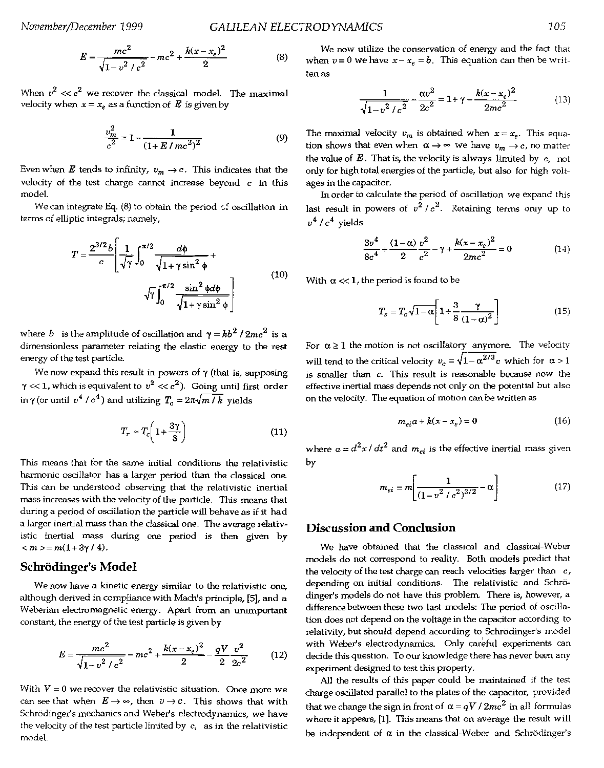$$E = \frac{mc^2}{\sqrt{1 - v^2 / c^2}} - mc^2 + \frac{k(x - x_e)^2}{2} \tag{8}$$

When $v^2 << c^2$ we recover the classical model. The maximal velocity when $x = x_e$ as a function of $E$ is given by

$$\frac{v_m^2}{c^2} = 1 - \frac{1}{(1 + E / mc^2)^2} \tag{9}$$

Even when $E$ tends to infinity, $v_m \to c$. This indicates that the velocity of the test charge cannot increase beyond $c$ in this model.

We can integrate Eq. (8) to obtain the period of oscillation in terms of elliptic integrals; namely,

$$T = \frac{2^{3/2} b}{c} \left[ \frac{1}{\sqrt{\gamma}} \int_0^{\pi/2} \frac{d\phi}{\sqrt{1 + \gamma \sin^2 \phi}} + \sqrt{\gamma} \int_0^{\pi/2} \frac{\sin^2 \phi d\phi}{\sqrt{1 + \gamma \sin^2 \phi}} \right] \tag{10}$$

where $b$ is the amplitude of oscillation and $\gamma = kb^2 / 2mc^2$ is a dimensionless parameter relating the elastic energy to the rest energy of the test particle.

We now expand this result in powers of $\gamma$ (that is, supposing $\gamma << 1$, which is equivalent to $v^2 << c^2$). Going until first order in $\gamma$ (or until $v^4 / c^4$) and utilizing $T_c = 2\pi\sqrt{m / k}$ yields

$$T_r \approx T_c \left( 1 + \frac{3\gamma}{8} \right) \tag{11}$$

This means that for the same initial conditions the relativistic harmonic oscillator has a larger period than the classical one. This can be understood observing that the relativistic inertial mass increases with the velocity of the particle. This means that during a period of oscillation the particle will behave as if it had a larger inertial mass than the classical one. The average relativistic inertial mass during one period is then given by $< m > = m(1 + 3\gamma / 4)$.

## Schrödinger's Model

We now have a kinetic energy similar to the relativistic one, although derived in compliance with Mach's principle, [5], and a Weberian electromagnetic energy. Apart from an unimportant constant, the energy of the test particle is given by

$$E = \frac{mc^2}{\sqrt{1 - v^2 / c^2}} - mc^2 + \frac{k(x - x_e)^2}{2} - \frac{qV}{2} \frac{v^2}{2c^2} \tag{12}$$

With $V = 0$ we recover the relativistic situation. Once more we can see that when $E \to \infty$, then $v \to c$. This shows that with Schrödinger's mechanics and Weber's electrodynamics, we have the velocity of the test particle limited by $c$, as in the relativistic model.

We now utilize the conservation of energy and the fact that when $v = 0$ we have $x - x_e = b$. This equation can then be written as

$$\frac{1}{\sqrt{1 - v^2 / c^2}} - \frac{\alpha v^2}{2c^2} = 1 + \gamma - \frac{k(x - x_e)^2}{2mc^2} \tag{13}$$

The maximal velocity $v_m$ is obtained when $x = x_e$. This equation shows that even when $\alpha \to \infty$ we have $v_m \to c$, no matter the value of $E$. That is, the velocity is always limited by $c$, not only for high total energies of the particle, but also for high voltages in the capacitor.

In order to calculate the period of oscillation we expand this last result in powers of $v^2 / c^2$. Retaining terms only up to $v^4 / c^4$ yields

$$\frac{3v^4}{8c^4} + \frac{(1 - \alpha)}{2} \frac{v^2}{c^2} - \gamma + \frac{k(x - x_e)^2}{2mc^2} = 0 \tag{14}$$

With $\alpha << 1$, the period is found to be

$$T_s = T_c \sqrt{1 - \alpha} \left[ 1 + \frac{3}{8} \frac{\gamma}{(1 - \alpha)^2} \right] \tag{15}$$

For $\alpha \geq 1$ the motion is not oscillatory anymore. The velocity will tend to the critical velocity $v_c \equiv \sqrt{1 - \alpha^{2/3}} c$ which for $\alpha > 1$ is smaller than $c$. This result is reasonable because now the effective inertial mass depends not only on the potential but also on the velocity. The equation of motion can be written as

$$m_{ei} a + k(x - x_e) = 0 \tag{16}$$

where $a = d^2 x / dt^2$ and $m_{ei}$ is the effective inertial mass given by

$$m_{ei} \equiv m \left[ \frac{1}{(1 - v^2 / c^2)^{3/2}} - \alpha \right] \tag{17}$$

## Discussion and Conclusion

We have obtained that the classical and classical-Weber models do not correspond to reality. Both models predict that the velocity of the test charge can reach velocities larger than $c$, depending on initial conditions. The relativistic and Schrödinger's models do not have this problem. There is, however, a difference between these two last models: The period of oscillation does not depend on the voltage in the capacitor according to relativity, but should depend according to Schrödinger's model with Weber's electrodynamics. Only careful experiments can decide this question. To our knowledge there has never been any experiment designed to test this property.

All the results of this paper could be maintained if the test charge oscillated parallel to the plates of the capacitor, provided that we change the sign in front of $\alpha = qV / 2mc^2$ in all formulas where it appears, [1]. This means that on average the result will be independent of $\alpha$ in the classical-Weber and Schrödinger's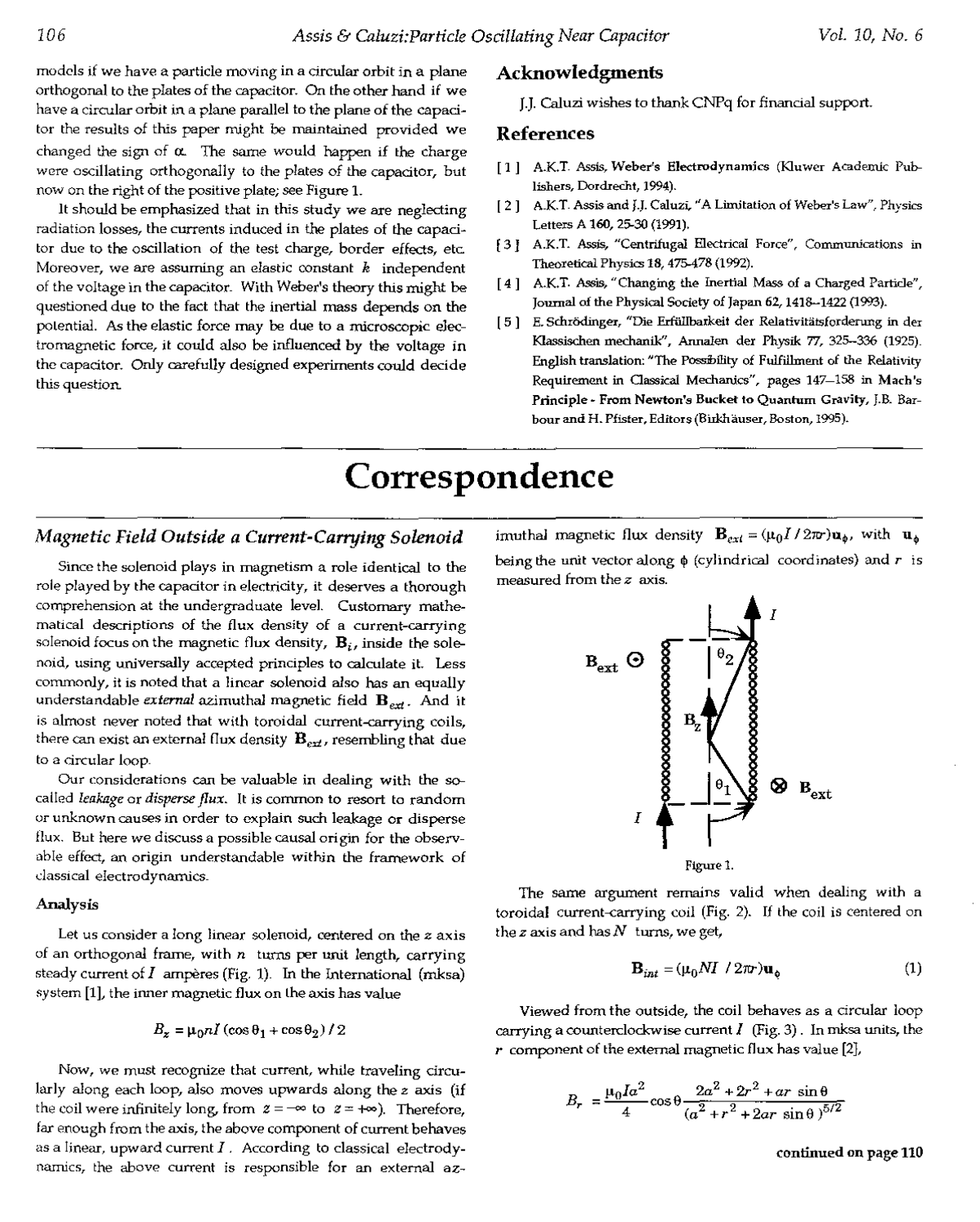models if we have a particle moving in a circular orbit in a plane orthogonal to the plates of the capacitor. On the other hand if we have a circular orbit in a plane parallel to the plane of the capacitor the results of this paper might be maintained provided we changed the sign of $\alpha$. The same would happen if the charge were oscillating orthogonally to the plates of the capacitor, but now on the right of the positive plate; see Figure 1.

It should be emphasized that in this study we are neglecting radiation losses, the currents induced in the plates of the capacitor due to the oscillation of the test charge, border effects, etc. Moreover, we are assuming an elastic constant $k$ independent of the voltage in the capacitor. With Weber's theory this might be questioned due to the fact that the inertial mass depends on the potential. As the elastic force may be due to a microscopic electromagnetic force, it could also be influenced by the voltage in the capacitor. Only carefully designed experiments could decide this question.

## Acknowledgments

J.J. Caluzi wishes to thank CNPq for financial support.

## References

[1] A.K.T. Assis, **Weber's Electrodynamics** (Kluwer Academic Publishers, Dordrecht, 1994).

[2] A.K.T. Assis and J.J. Caluzi, "A Limitation of Weber's Law", Physics Letters A **160**, 25-30 (1991).

[3] A.K.T. Assis, "Centrifugal Electrical Force", Communications in Theoretical Physics **18**, 475-478 (1992).

[4] A.K.T. Assis, "Changing the Inertial Mass of a Charged Particle", Journal of the Physical Society of Japan **62**, 1418-1422 (1993).

[5] E. Schrödinger, "Die Erfüllbarkeit der Relativitätsforderung in der Klassischen mechanik", Annalen der Physik **77**, 325-336 (1925). English translation: "The Possibility of Fulfillment of the Relativity Requirement in Classical Mechanics", pages 147-158 in **Mach's Principle - From Newton's Bucket to Quantum Gravity**, J.B. Barbour and H. Pfister, Editors (Birkhäuser, Boston, 1995).

# Correspondence

### *Magnetic Field Outside a Current-Carrying Solenoid*

Since the solenoid plays in magnetism a role identical to the role played by the capacitor in electricity, it deserves a thorough comprehension at the undergraduate level. Customary mathematical descriptions of the flux density of a current-carrying solenoid focus on the magnetic flux density, $\mathbf{B}_i$, inside the solenoid, using universally accepted principles to calculate it. Less commonly, it is noted that a linear solenoid also has an equally understandable *external* azimuthal magnetic field $\mathbf{B}_{ext}$. And it is almost never noted that with toroidal current-carrying coils, there can exist an external flux density $\mathbf{B}_{ext}$, resembling that due to a circular loop.

Our considerations can be valuable in dealing with the so-called *leakage* or *disperse flux*. It is common to resort to random or unknown causes in order to explain such leakage or disperse flux. But here we discuss a possible causal origin for the observable effect, an origin understandable within the framework of classical electrodynamics.

#### Analysis

Let us consider a long linear solenoid, centered on the $z$ axis of an orthogonal frame, with $n$ turns per unit length, carrying steady current of $I$ ampères (Fig. 1). In the International (mksa) system [1], the inner magnetic flux on the axis has value

$$B_z = \mu_0 nI\,(\cos\theta_1 + \cos\theta_2)\,/\,2$$

Now, we must recognize that current, while traveling circularly along each loop, also moves upwards along the $z$ axis (if the coil were infinitely long, from $z = -\infty$ to $z = +\infty$). Therefore, far enough from the axis, the above component of current behaves as a linear, upward current $I$. According to classical electrodynamics, the above current is responsible for an external azimuthal magnetic flux density $\mathbf{B}_{ext} = (\mu_0 I\,/\,2\pi r)\mathbf{u}_\phi$, with $\mathbf{u}_\phi$ being the unit vector along $\phi$ (cylindrical coordinates) and $r$ is measured from the $z$ axis.

I

$\mathbf{B}_{ext}$

$\theta_2$

$\mathbf{B}_z$

$\theta_1$

$\mathbf{B}_{ext}$

I

Figure 1.

The same argument remains valid when dealing with a toroidal current-carrying coil (Fig. 2). If the coil is centered on the $z$ axis and has $N$ turns, we get,

$$\mathbf{B}_{int} = (\mu_0 NI\,/\,2\pi r)\mathbf{u}_\phi \tag{1}$$

Viewed from the outside, the coil behaves as a circular loop carrying a counterclockwise current $I$ (Fig. 3). In mksa units, the $r$ component of the external magnetic flux has value [2],

$$B_r = \frac{\mu_0 I a^2}{4}\cos\theta\,\frac{2a^2 + 2r^2 + ar\,\sin\theta}{(a^2 + r^2 + 2ar\,\sin\theta\,)^{5/2}}$$

**continued on page 110**